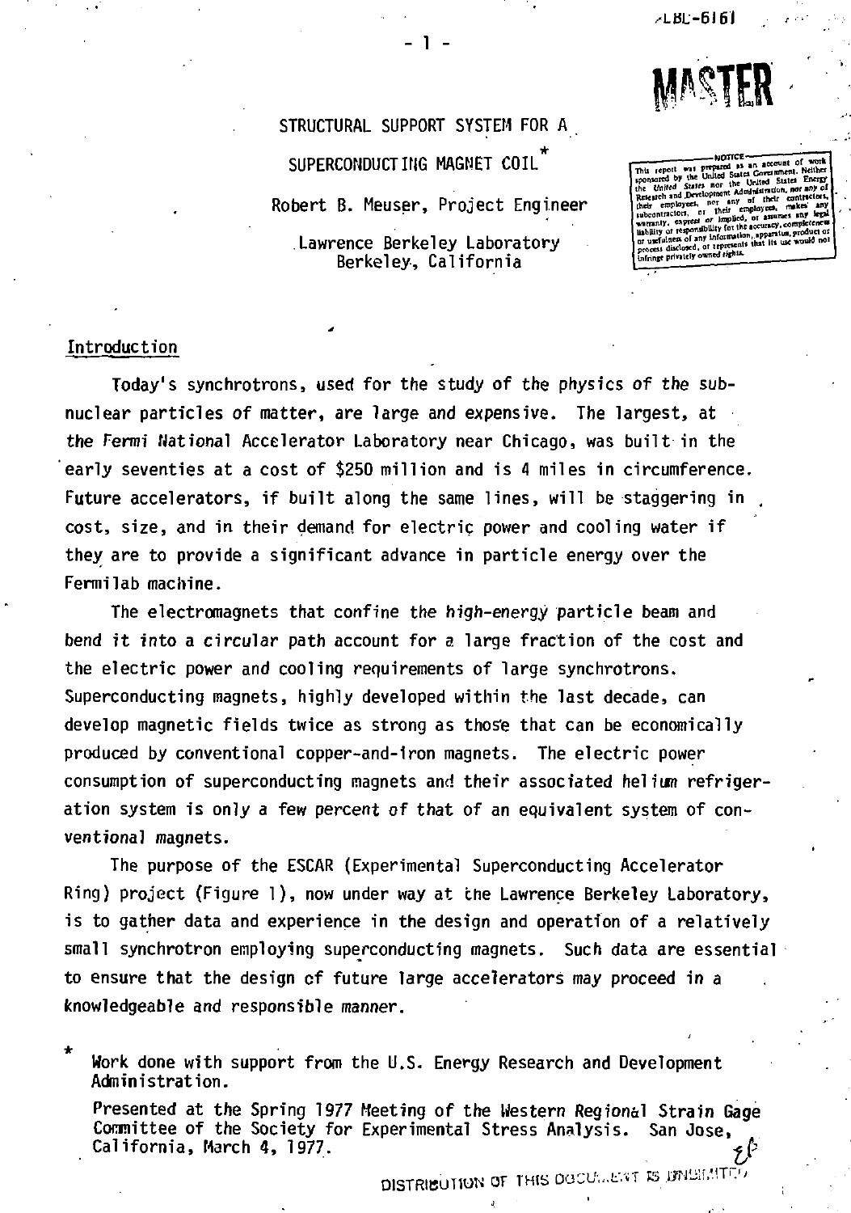LBL-6161

MASTER

# STRUCTURAL SUPPORT SYSTEM FOR A SUPERCONDUCTING MAGNET COIL*

Robert B. Meuser, Project Engineer

Lawrence Berkeley Laboratory
Berkeley, California

NOTICE
This report was prepared as an account of work sponsored by the United States Government. Neither the United States nor the United States Energy Research and Development Administration, nor any of their employees, nor any of their contractors, subcontractors, or their employees, makes any warranty, express or implied, or assumes any legal liability or responsibility for the accuracy, completeness or usefulness of any information, apparatus, product or process disclosed, or represents that its use would not infringe privately owned rights.

## Introduction

Today's synchrotrons, used for the study of the physics of the subnuclear particles of matter, are large and expensive. The largest, at the Fermi National Accelerator Laboratory near Chicago, was built in the early seventies at a cost of $250 million and is 4 miles in circumference. Future accelerators, if built along the same lines, will be staggering in cost, size, and in their demand for electric power and cooling water if they are to provide a significant advance in particle energy over the Fermilab machine.

The electromagnets that confine the high-energy particle beam and bend it into a circular path account for a large fraction of the cost and the electric power and cooling requirements of large synchrotrons. Superconducting magnets, highly developed within the last decade, can develop magnetic fields twice as strong as those that can be economically produced by conventional copper-and-iron magnets. The electric power consumption of superconducting magnets and their associated helium refrigeration system is only a few percent of that of an equivalent system of conventional magnets.

The purpose of the ESCAR (Experimental Superconducting Accelerator Ring) project (Figure 1), now under way at the Lawrence Berkeley Laboratory, is to gather data and experience in the design and operation of a relatively small synchrotron employing superconducting magnets. Such data are essential to ensure that the design of future large accelerators may proceed in a knowledgeable and responsible manner.

\* Work done with support from the U.S. Energy Research and Development Administration.

Presented at the Spring 1977 Meeting of the Western Regional Strain Gage Committee of the Society for Experimental Stress Analysis. San Jose, California, March 4, 1977.

DISTRIBUTION OF THIS DOCUMENT IS UNLIMITED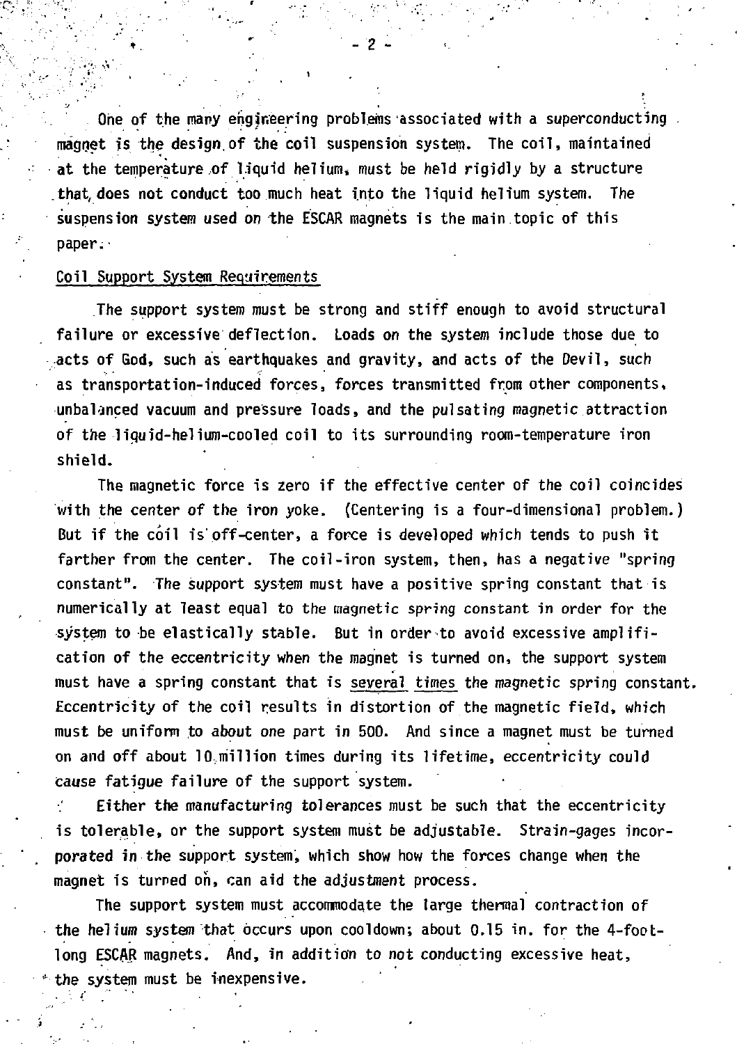One of the many engineering problems associated with a superconducting magnet is the design of the coil suspension system. The coil, maintained at the temperature of liquid helium, must be held rigidly by a structure that does not conduct too much heat into the liquid helium system. The suspension system used on the ESCAR magnets is the main topic of this paper.

## Coil Support System Requirements

The support system must be strong and stiff enough to avoid structural failure or excessive deflection. Loads on the system include those due to acts of God, such as earthquakes and gravity, and acts of the Devil, such as transportation-induced forces, forces transmitted from other components, unbalanced vacuum and pressure loads, and the pulsating magnetic attraction of the liquid-helium-cooled coil to its surrounding room-temperature iron shield.

The magnetic force is zero if the effective center of the coil coincides with the center of the iron yoke. (Centering is a four-dimensional problem.) But if the coil is off-center, a force is developed which tends to push it farther from the center. The coil-iron system, then, has a negative "spring constant". The support system must have a positive spring constant that is numerically at least equal to the magnetic spring constant in order for the system to be elastically stable. But in order to avoid excessive amplification of the eccentricity when the magnet is turned on, the support system must have a spring constant that is <u>several times</u> the magnetic spring constant. Eccentricity of the coil results in distortion of the magnetic field, which must be uniform to about one part in 500. And since a magnet must be turned on and off about 10 million times during its lifetime, eccentricity could cause fatigue failure of the support system.

Either the manufacturing tolerances must be such that the eccentricity is tolerable, or the support system must be adjustable. Strain-gages incorporated in the support system, which show how the forces change when the magnet is turned on, can aid the adjustment process.

The support system must accommodate the large thermal contraction of the helium system that occurs upon cooldown; about 0.15 in. for the 4-foot-long ESCAR magnets. And, in addition to not conducting excessive heat, the system must be inexpensive.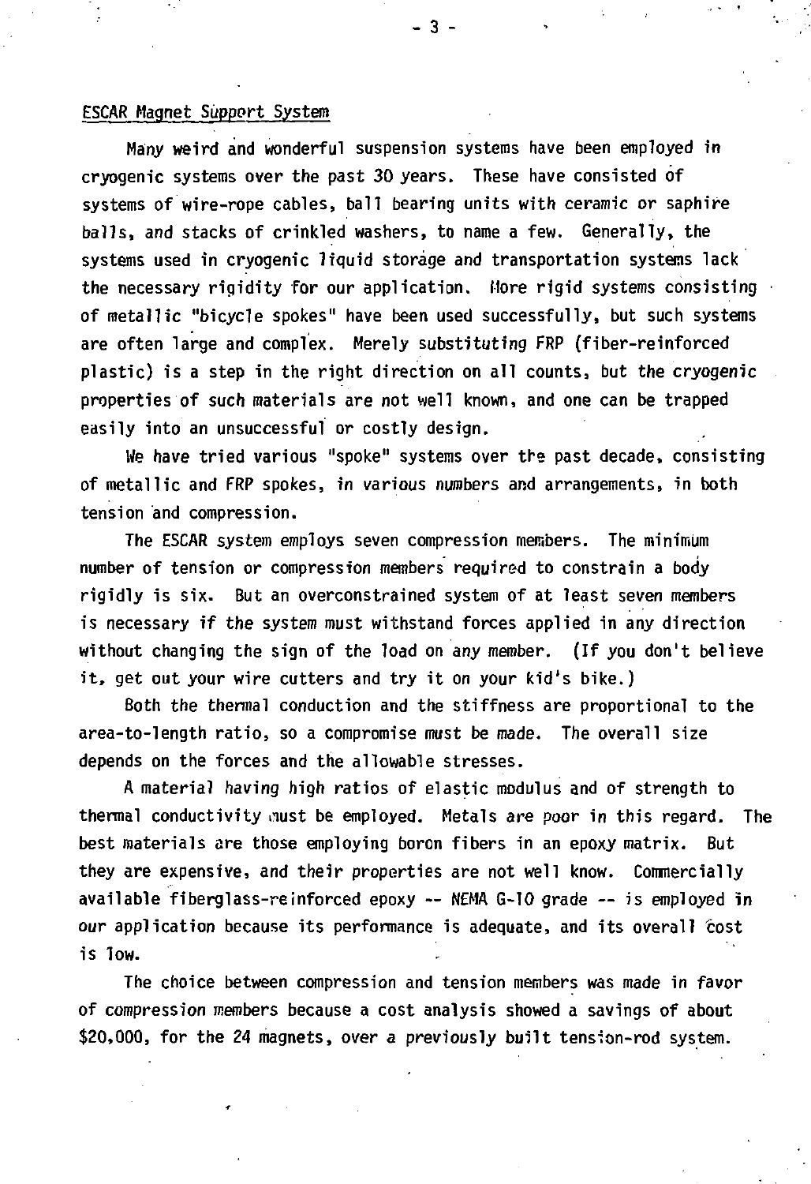## ESCAR Magnet Support System

Many weird and wonderful suspension systems have been employed in cryogenic systems over the past 30 years. These have consisted of systems of wire-rope cables, ball bearing units with ceramic or saphire balls, and stacks of crinkled washers, to name a few. Generally, the systems used in cryogenic liquid storage and transportation systems lack the necessary rigidity for our application. More rigid systems consisting of metallic "bicycle spokes" have been used successfully, but such systems are often large and complex. Merely substituting FRP (fiber-reinforced plastic) is a step in the right direction on all counts, but the cryogenic properties of such materials are not well known, and one can be trapped easily into an unsuccessful or costly design.

We have tried various "spoke" systems over the past decade, consisting of metallic and FRP spokes, in various numbers and arrangements, in both tension and compression.

The ESCAR system employs seven compression members. The minimum number of tension or compression members required to constrain a body rigidly is six. But an overconstrained system of at least seven members is necessary if the system must withstand forces applied in any direction without changing the sign of the load on any member. (If you don't believe it, get out your wire cutters and try it on your kid's bike.)

Both the thermal conduction and the stiffness are proportional to the area-to-length ratio, so a compromise must be made. The overall size depends on the forces and the allowable stresses.

A material having high ratios of elastic modulus and of strength to thermal conductivity must be employed. Metals are poor in this regard. The best materials are those employing boron fibers in an epoxy matrix. But they are expensive, and their properties are not well know. Commercially available fiberglass-reinforced epoxy -- NEMA G-10 grade -- is employed in our application because its performance is adequate, and its overall cost is low.

The choice between compression and tension members was made in favor of compression members because a cost analysis showed a savings of about $20,000, for the 24 magnets, over a previously built tension-rod system.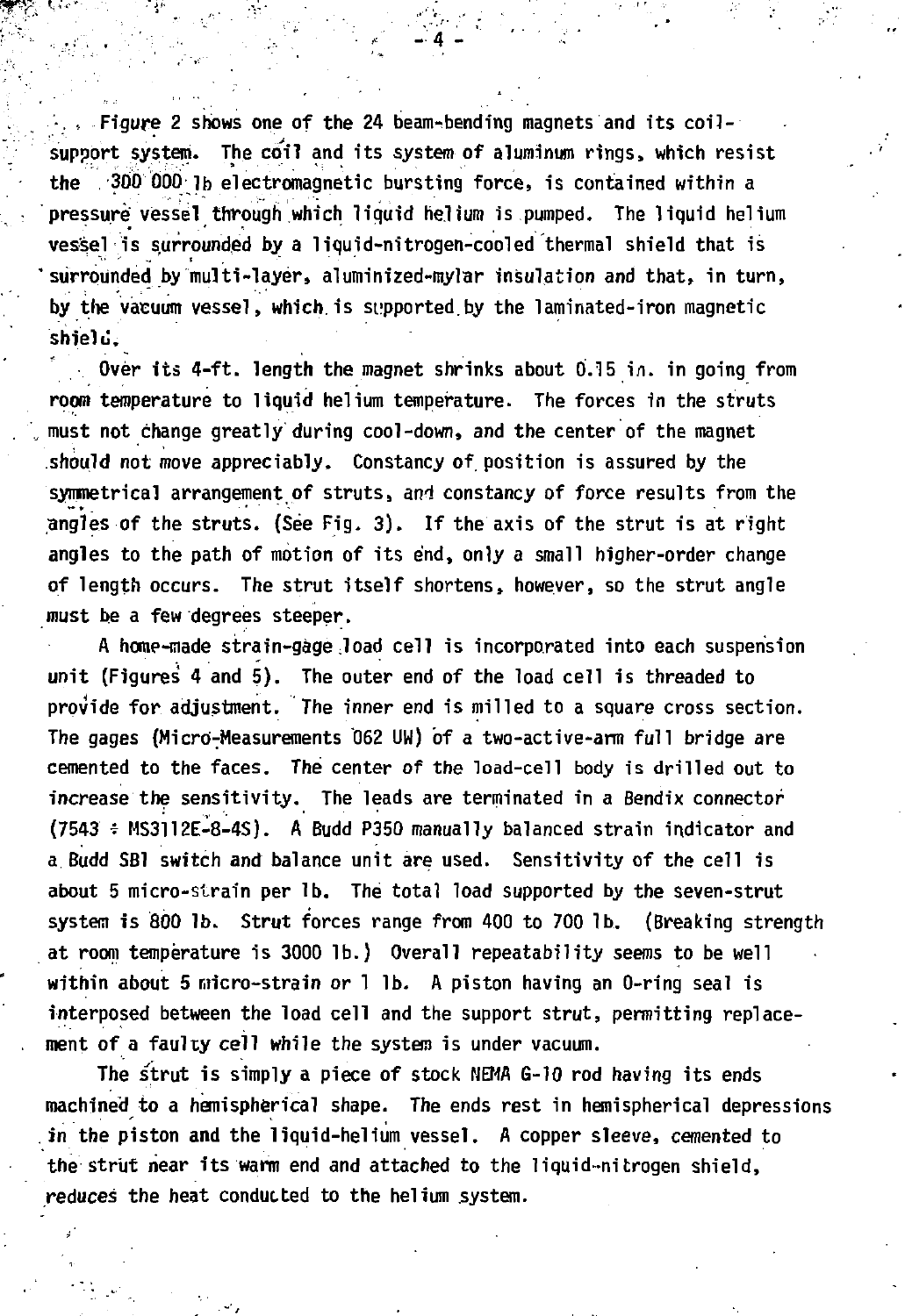Figure 2 shows one of the 24 beam-bending magnets and its coil-support system. The coil and its system of aluminum rings, which resist the 300 000 lb electromagnetic bursting force, is contained within a pressure vessel through which liquid helium is pumped. The liquid helium vessel is surrounded by a liquid-nitrogen-cooled thermal shield that is surrounded by multi-layer, aluminized-mylar insulation and that, in turn, by the vacuum vessel, which is supported by the laminated-iron magnetic shield.

Over its 4-ft. length the magnet shrinks about 0.15 in. in going from room temperature to liquid helium temperature. The forces in the struts must not change greatly during cool-down, and the center of the magnet should not move appreciably. Constancy of position is assured by the symmetrical arrangement of struts, and constancy of force results from the angles of the struts. (See Fig. 3). If the axis of the strut is at right angles to the path of motion of its end, only a small higher-order change of length occurs. The strut itself shortens, however, so the strut angle must be a few degrees steeper.

A home-made strain-gage load cell is incorporated into each suspension unit (Figures 4 and 5). The outer end of the load cell is threaded to provide for adjustment. The inner end is milled to a square cross section. The gages (Micro-Measurements 062 UW) of a two-active-arm full bridge are cemented to the faces. The center of the load-cell body is drilled out to increase the sensitivity. The leads are terminated in a Bendix connector (7543 ÷ MS3112E-8-4S). A Budd P350 manually balanced strain indicator and a Budd SB1 switch and balance unit are used. Sensitivity of the cell is about 5 micro-strain per lb. The total load supported by the seven-strut system is 800 lb. Strut forces range from 400 to 700 lb. (Breaking strength at room temperature is 3000 lb.) Overall repeatability seems to be well within about 5 micro-strain or 1 lb. A piston having an O-ring seal is interposed between the load cell and the support strut, permitting replacement of a faulty cell while the system is under vacuum.

The strut is simply a piece of stock NEMA G-10 rod having its ends machined to a hemispherical shape. The ends rest in hemispherical depressions in the piston and the liquid-helium vessel. A copper sleeve, cemented to the strut near its warm end and attached to the liquid-nitrogen shield, reduces the heat conducted to the helium system.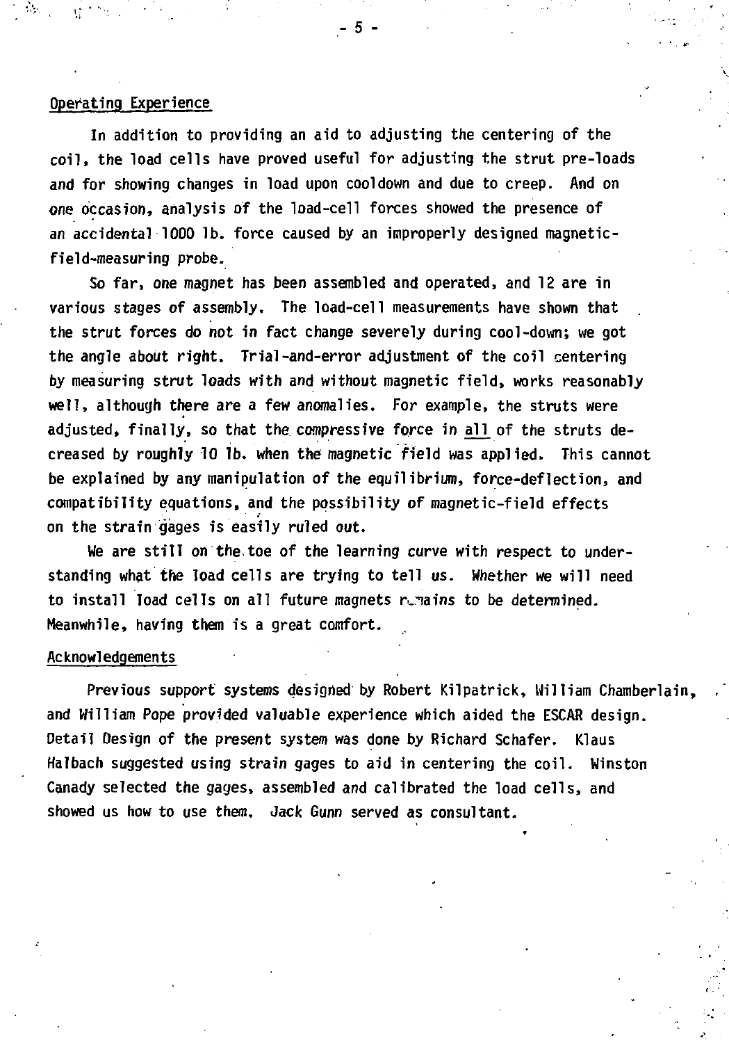## Operating Experience

In addition to providing an aid to adjusting the centering of the coil, the load cells have proved useful for adjusting the strut pre-loads and for showing changes in load upon cooldown and due to creep. And on one occasion, analysis of the load-cell forces showed the presence of an accidental 1000 lb. force caused by an improperly designed magnetic-field-measuring probe.

So far, one magnet has been assembled and operated, and 12 are in various stages of assembly. The load-cell measurements have shown that the strut forces do not in fact change severely during cool-down; we got the angle about right. Trial-and-error adjustment of the coil centering by measuring strut loads with and without magnetic field, works reasonably well, although there are a few anomalies. For example, the struts were adjusted, finally, so that the compressive force in <u>all</u> of the struts decreased by roughly 10 lb. when the magnetic field was applied. This cannot be explained by any manipulation of the equilibrium, force-deflection, and compatibility equations, and the possibility of magnetic-field effects on the strain gages is easily ruled out.

We are still on the toe of the learning curve with respect to understanding what the load cells are trying to tell us. Whether we will need to install load cells on all future magnets remains to be determined. Meanwhile, having them is a great comfort.

## Acknowledgements

Previous support systems designed by Robert Kilpatrick, William Chamberlain, and William Pope provided valuable experience which aided the ESCAR design. Detail Design of the present system was done by Richard Schafer. Klaus Halbach suggested using strain gages to aid in centering the coil. Winston Canady selected the gages, assembled and calibrated the load cells, and showed us how to use them. Jack Gunn served as consultant.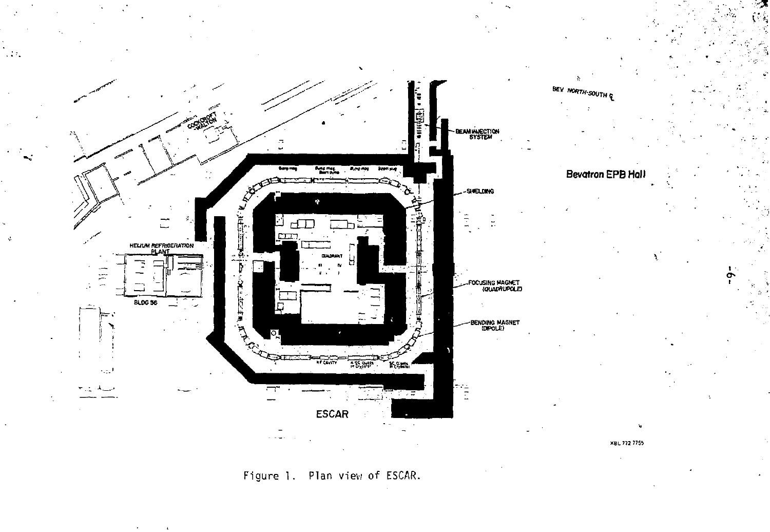Figure 1. Plan view of ESCAR.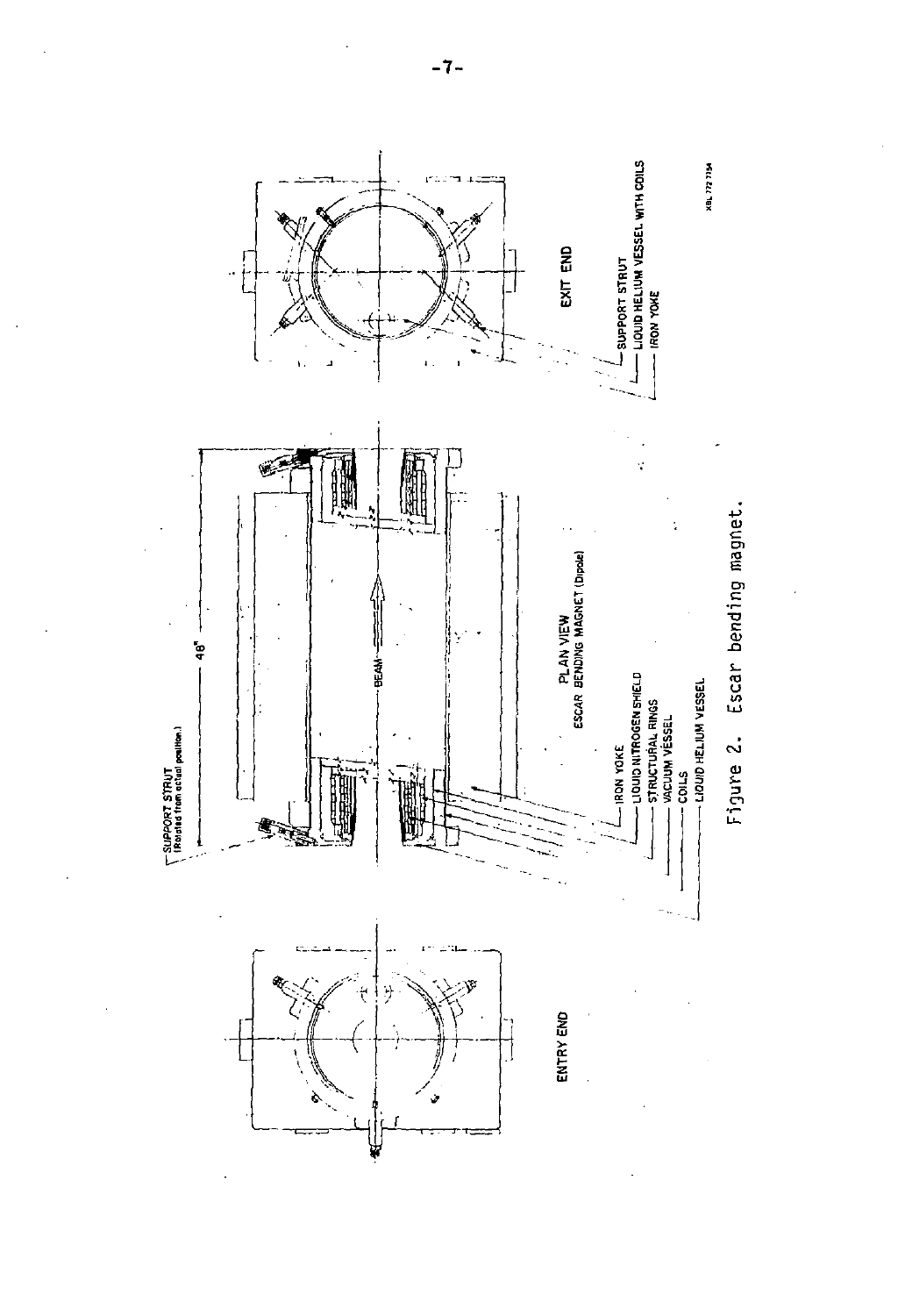Figure 2. Escar bending magnet.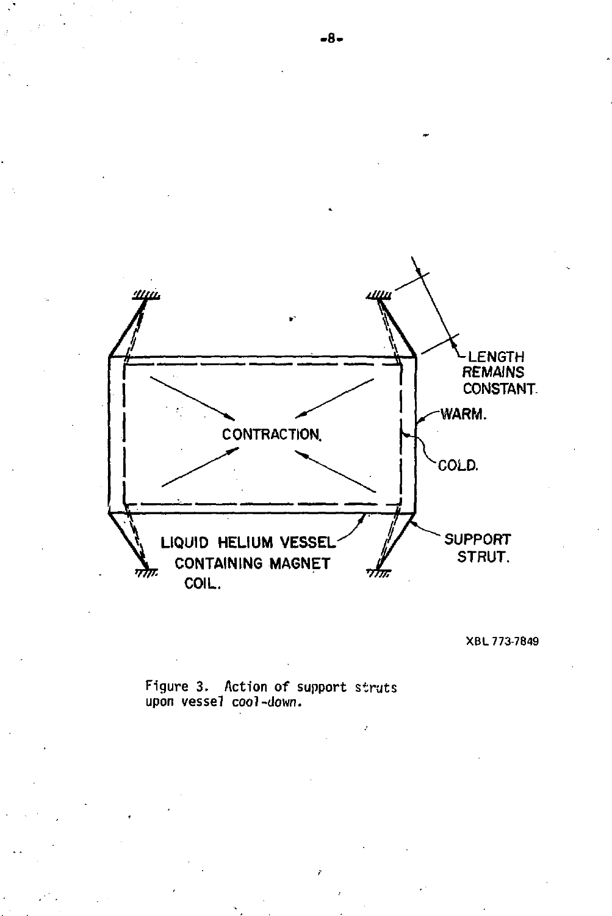Figure 3. Action of support struts upon vessel cool-down.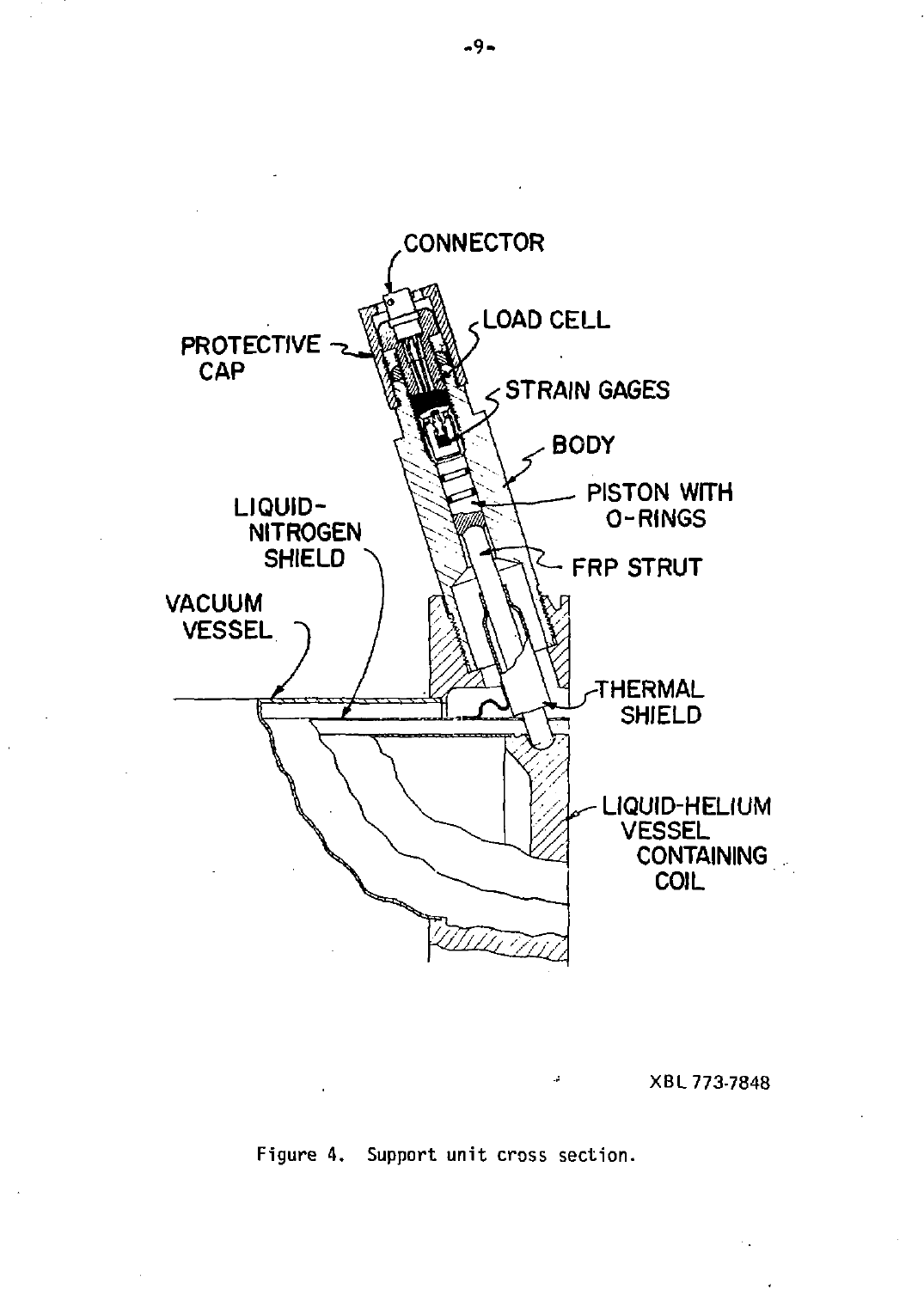XBL 773-7848

Figure 4. Support unit cross section.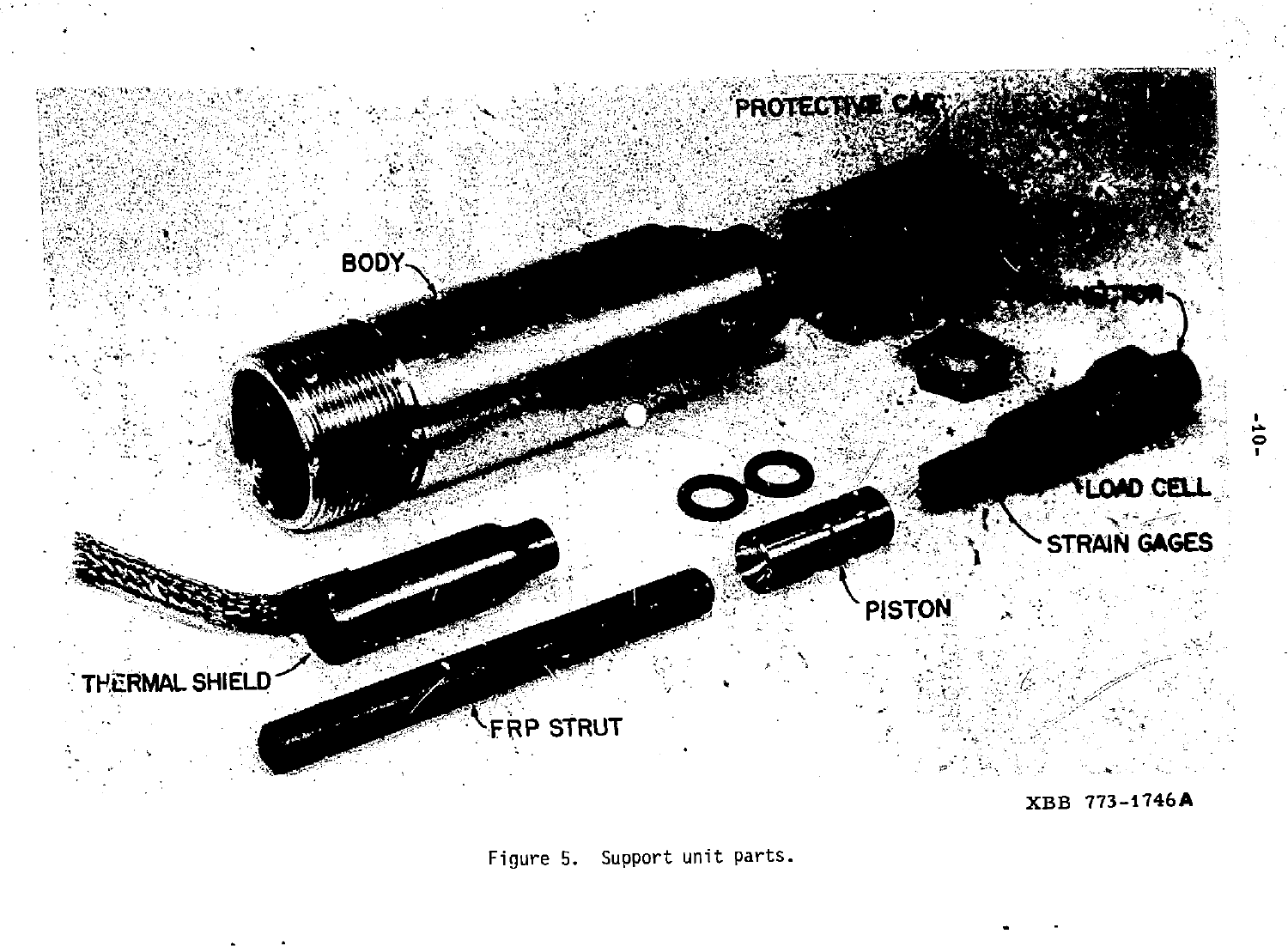PROTECTIVE CAP

BODY

CONNECTOR

LOAD CELL

STRAIN GAGES

PISTON

THERMAL SHIELD

FRP STRUT

XBB 773-1746A

Figure 5. Support unit parts.